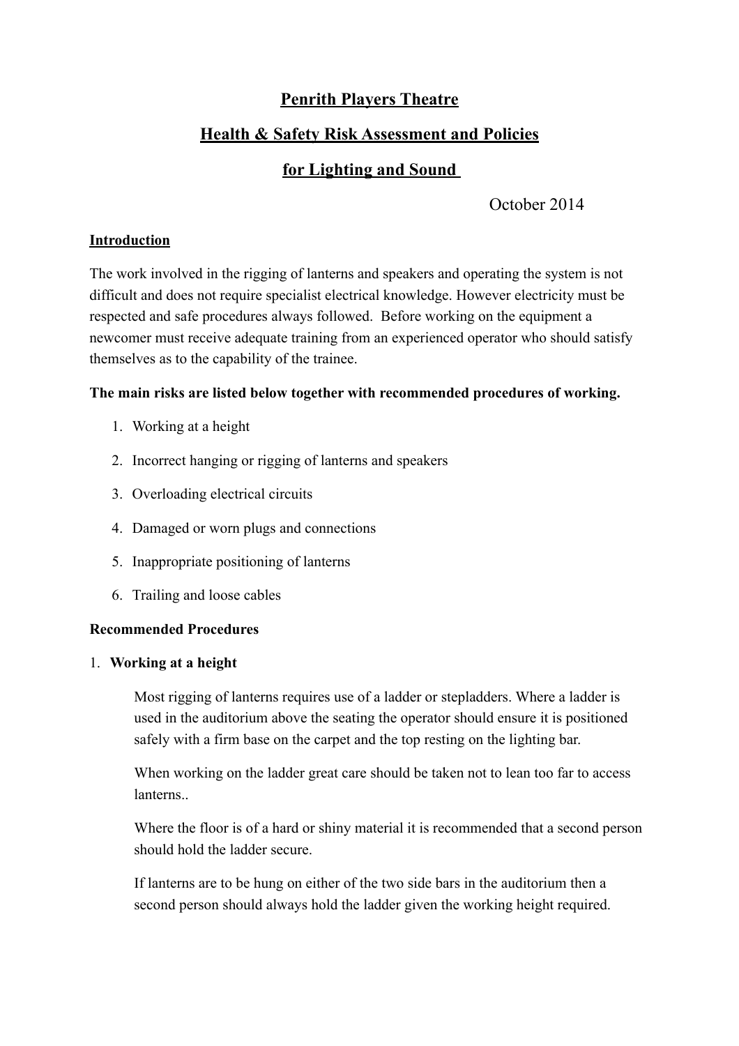# Penrith Players Theatre

## Health & Safety Risk Assessment and Policies

## for Lighting and Sound

October 2014

**Introduction**

The work involved in the rigging of lanterns and speakers and operating the system is not difficult and does not require specialist electrical knowledge. However electricity must be respected and safe procedures always followed. Before working on the equipment a newcomer must receive adequate training from an experienced operator who should satisfy themselves as to the capability of the trainee.

**The main risks are listed below together with recommended procedures of working.**

1. Working at a height
2. Incorrect hanging or rigging of lanterns and speakers
3. Overloading electrical circuits
4. Damaged or worn plugs and connections
5. Inappropriate positioning of lanterns
6. Trailing and loose cables

**Recommended Procedures**

1. **Working at a height**

   Most rigging of lanterns requires use of a ladder or stepladders. Where a ladder is used in the auditorium above the seating the operator should ensure it is positioned safely with a firm base on the carpet and the top resting on the lighting bar.

   When working on the ladder great care should be taken not to lean too far to access lanterns..

   Where the floor is of a hard or shiny material it is recommended that a second person should hold the ladder secure.

   If lanterns are to be hung on either of the two side bars in the auditorium then a second person should always hold the ladder given the working height required.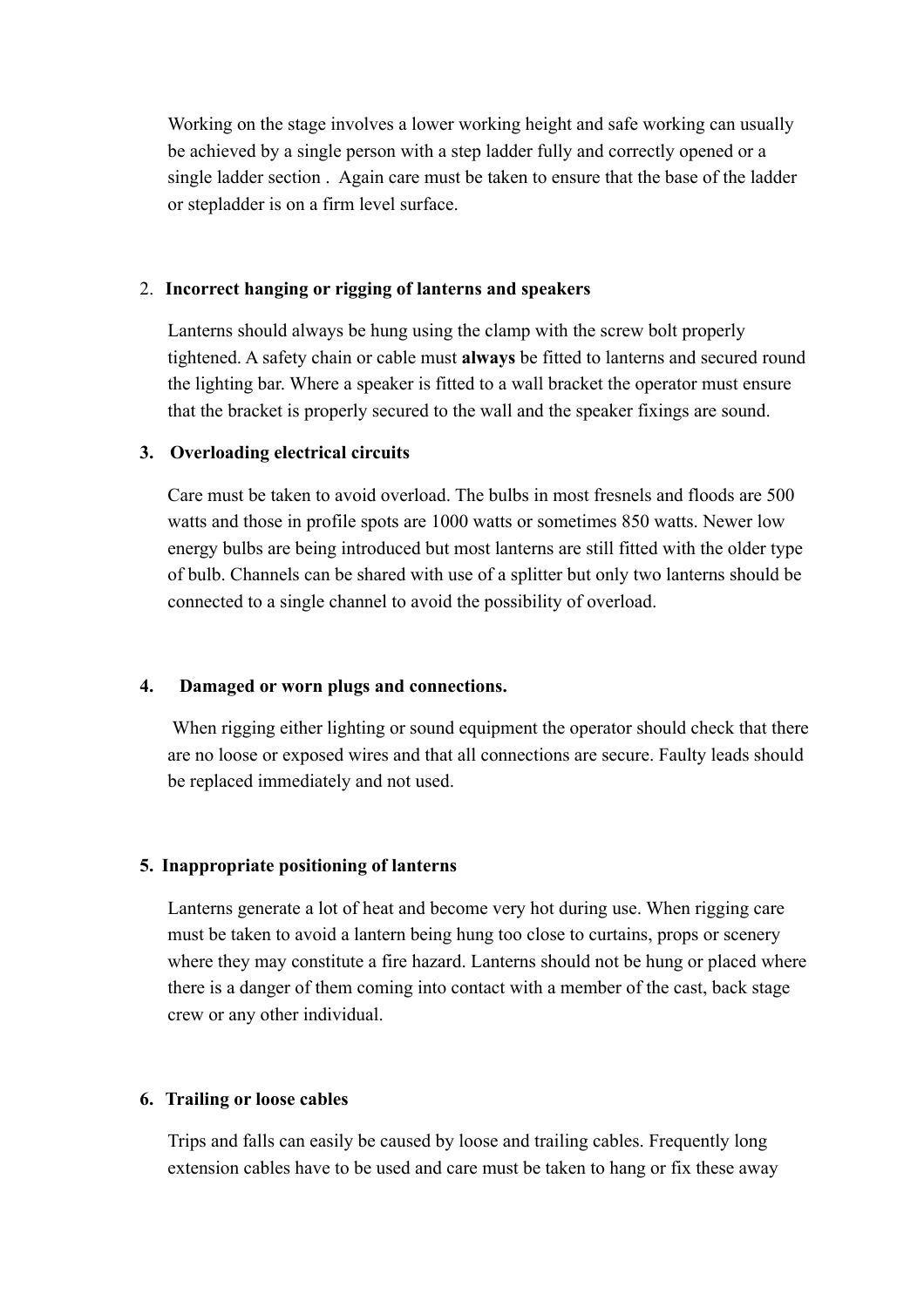Working on the stage involves a lower working height and safe working can usually be achieved by a single person with a step ladder fully and correctly opened or a single ladder section . Again care must be taken to ensure that the base of the ladder or stepladder is on a firm level surface.

2. **Incorrect hanging or rigging of lanterns and speakers**

   Lanterns should always be hung using the clamp with the screw bolt properly tightened. A safety chain or cable must **always** be fitted to lanterns and secured round the lighting bar. Where a speaker is fitted to a wall bracket the operator must ensure that the bracket is properly secured to the wall and the speaker fixings are sound.

3. **Overloading electrical circuits**

   Care must be taken to avoid overload. The bulbs in most fresnels and floods are 500 watts and those in profile spots are 1000 watts or sometimes 850 watts. Newer low energy bulbs are being introduced but most lanterns are still fitted with the older type of bulb. Channels can be shared with use of a splitter but only two lanterns should be connected to a single channel to avoid the possibility of overload.

4. **Damaged or worn plugs and connections.**

   When rigging either lighting or sound equipment the operator should check that there are no loose or exposed wires and that all connections are secure. Faulty leads should be replaced immediately and not used.

5. **Inappropriate positioning of lanterns**

   Lanterns generate a lot of heat and become very hot during use. When rigging care must be taken to avoid a lantern being hung too close to curtains, props or scenery where they may constitute a fire hazard. Lanterns should not be hung or placed where there is a danger of them coming into contact with a member of the cast, back stage crew or any other individual.

6. **Trailing or loose cables**

   Trips and falls can easily be caused by loose and trailing cables. Frequently long extension cables have to be used and care must be taken to hang or fix these away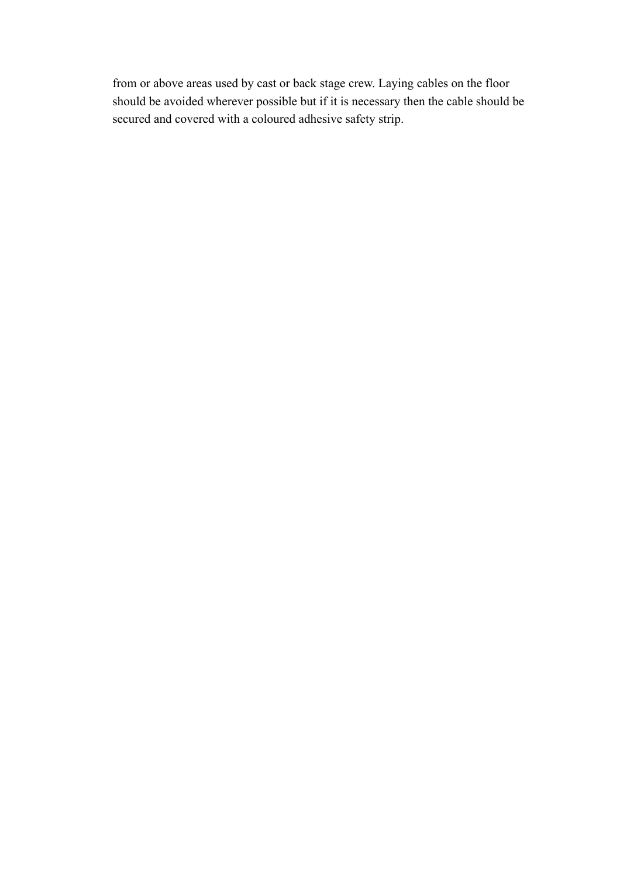from or above areas used by cast or back stage crew. Laying cables on the floor should be avoided wherever possible but if it is necessary then the cable should be secured and covered with a coloured adhesive safety strip.